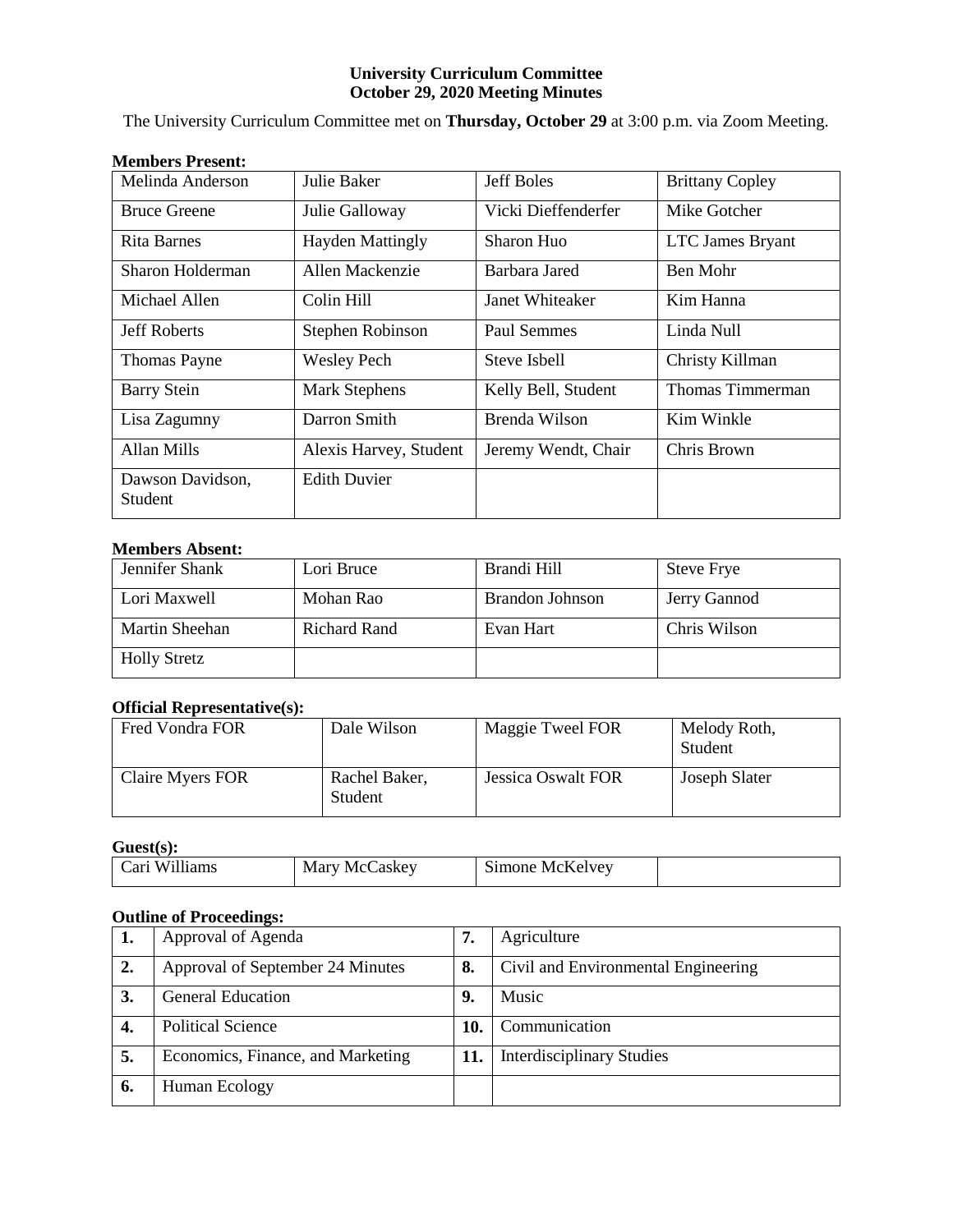**University Curriculum Committee**
**October 29, 2020 Meeting Minutes**

The University Curriculum Committee met on **Thursday, October 29** at 3:00 p.m. via Zoom Meeting.

**Members Present:**

| | | | |
|---|---|---|---|
| Melinda Anderson | Julie Baker | Jeff Boles | Brittany Copley |
| Bruce Greene | Julie Galloway | Vicki Dieffenderfer | Mike Gotcher |
| Rita Barnes | Hayden Mattingly | Sharon Huo | LTC James Bryant |
| Sharon Holderman | Allen Mackenzie | Barbara Jared | Ben Mohr |
| Michael Allen | Colin Hill | Janet Whiteaker | Kim Hanna |
| Jeff Roberts | Stephen Robinson | Paul Semmes | Linda Null |
| Thomas Payne | Wesley Pech | Steve Isbell | Christy Killman |
| Barry Stein | Mark Stephens | Kelly Bell, Student | Thomas Timmerman |
| Lisa Zagumny | Darron Smith | Brenda Wilson | Kim Winkle |
| Allan Mills | Alexis Harvey, Student | Jeremy Wendt, Chair | Chris Brown |
| Dawson Davidson, Student | Edith Duvier | | |

**Members Absent:**

| | | | |
|---|---|---|---|
| Jennifer Shank | Lori Bruce | Brandi Hill | Steve Frye |
| Lori Maxwell | Mohan Rao | Brandon Johnson | Jerry Gannod |
| Martin Sheehan | Richard Rand | Evan Hart | Chris Wilson |
| Holly Stretz | | | |

**Official Representative(s):**

| | | | |
|---|---|---|---|
| Fred Vondra FOR | Dale Wilson | Maggie Tweel FOR | Melody Roth, Student |
| Claire Myers FOR | Rachel Baker, Student | Jessica Oswalt FOR | Joseph Slater |

**Guest(s):**

| | | | |
|---|---|---|---|
| Cari Williams | Mary McCaskey | Simone McKelvey | |

**Outline of Proceedings:**

| | | | |
|---|---|---|---|
| **1.** | Approval of Agenda | **7.** | Agriculture |
| **2.** | Approval of September 24 Minutes | **8.** | Civil and Environmental Engineering |
| **3.** | General Education | **9.** | Music |
| **4.** | Political Science | **10.** | Communication |
| **5.** | Economics, Finance, and Marketing | **11.** | Interdisciplinary Studies |
| **6.** | Human Ecology | | |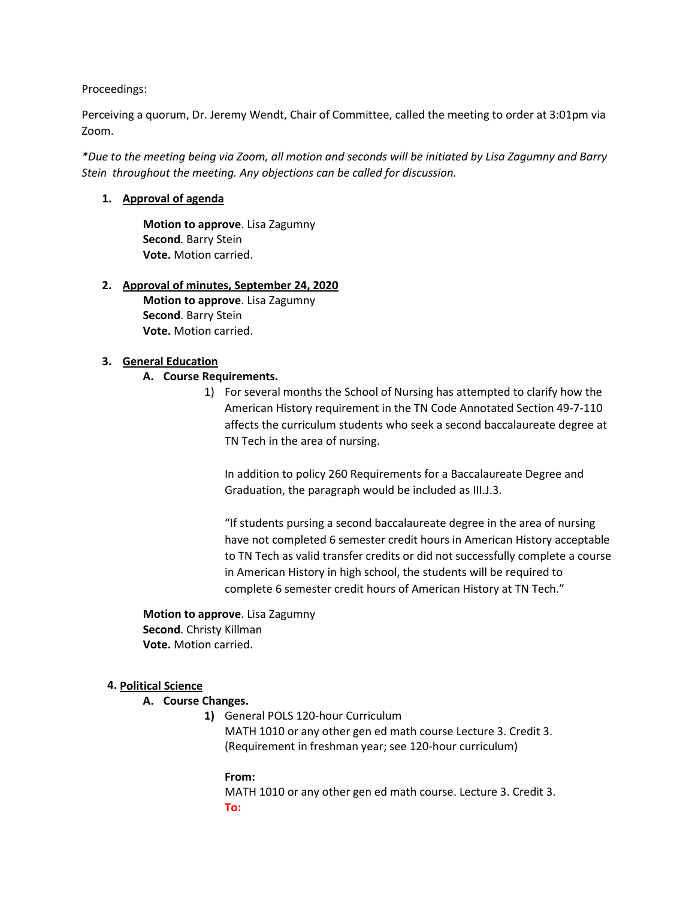Proceedings:

Perceiving a quorum, Dr. Jeremy Wendt, Chair of Committee, called the meeting to order at 3:01pm via Zoom.

*\*Due to the meeting being via Zoom, all motion and seconds will be initiated by Lisa Zagumny and Barry Stein throughout the meeting. Any objections can be called for discussion.*

1. **Approval of agenda**

   **Motion to approve**. Lisa Zagumny
   **Second**. Barry Stein
   **Vote.** Motion carried.

2. **Approval of minutes, September 24, 2020**

   **Motion to approve**. Lisa Zagumny
   **Second**. Barry Stein
   **Vote.** Motion carried.

3. **General Education**

   **A. Course Requirements.**

   1) For several months the School of Nursing has attempted to clarify how the American History requirement in the TN Code Annotated Section 49-7-110 affects the curriculum students who seek a second baccalaureate degree at TN Tech in the area of nursing.

      In addition to policy 260 Requirements for a Baccalaureate Degree and Graduation, the paragraph would be included as III.J.3.

      "If students pursing a second baccalaureate degree in the area of nursing have not completed 6 semester credit hours in American History acceptable to TN Tech as valid transfer credits or did not successfully complete a course in American History in high school, the students will be required to complete 6 semester credit hours of American History at TN Tech."

   **Motion to approve**. Lisa Zagumny
   **Second**. Christy Killman
   **Vote.** Motion carried.

4. **Political Science**

   **A. Course Changes.**

   1) General POLS 120-hour Curriculum
      MATH 1010 or any other gen ed math course Lecture 3. Credit 3.
      (Requirement in freshman year; see 120-hour curriculum)

      **From:**
      MATH 1010 or any other gen ed math course. Lecture 3. Credit 3.
      **To:**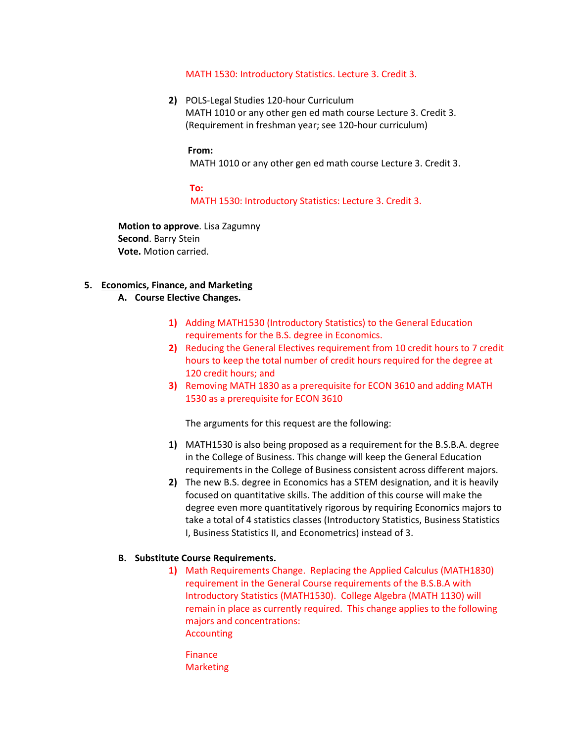MATH 1530: Introductory Statistics. Lecture 3. Credit 3.

2) POLS-Legal Studies 120-hour Curriculum
MATH 1010 or any other gen ed math course Lecture 3. Credit 3.
(Requirement in freshman year; see 120-hour curriculum)

**From:**
MATH 1010 or any other gen ed math course Lecture 3. Credit 3.

**To:**
MATH 1530: Introductory Statistics: Lecture 3. Credit 3.

**Motion to approve**. Lisa Zagumny
**Second**. Barry Stein
**Vote.** Motion carried.

5. **Economics, Finance, and Marketing**

   A. **Course Elective Changes.**

   1) Adding MATH1530 (Introductory Statistics) to the General Education requirements for the B.S. degree in Economics.
   2) Reducing the General Electives requirement from 10 credit hours to 7 credit hours to keep the total number of credit hours required for the degree at 120 credit hours; and
   3) Removing MATH 1830 as a prerequisite for ECON 3610 and adding MATH 1530 as a prerequisite for ECON 3610

   The arguments for this request are the following:

   1) MATH1530 is also being proposed as a requirement for the B.S.B.A. degree in the College of Business. This change will keep the General Education requirements in the College of Business consistent across different majors.
   2) The new B.S. degree in Economics has a STEM designation, and it is heavily focused on quantitative skills. The addition of this course will make the degree even more quantitatively rigorous by requiring Economics majors to take a total of 4 statistics classes (Introductory Statistics, Business Statistics I, Business Statistics II, and Econometrics) instead of 3.

   B. **Substitute Course Requirements.**

   1) Math Requirements Change. Replacing the Applied Calculus (MATH1830) requirement in the General Course requirements of the B.S.B.A with Introductory Statistics (MATH1530). College Algebra (MATH 1130) will remain in place as currently required. This change applies to the following majors and concentrations:
   Accounting

   Finance
   Marketing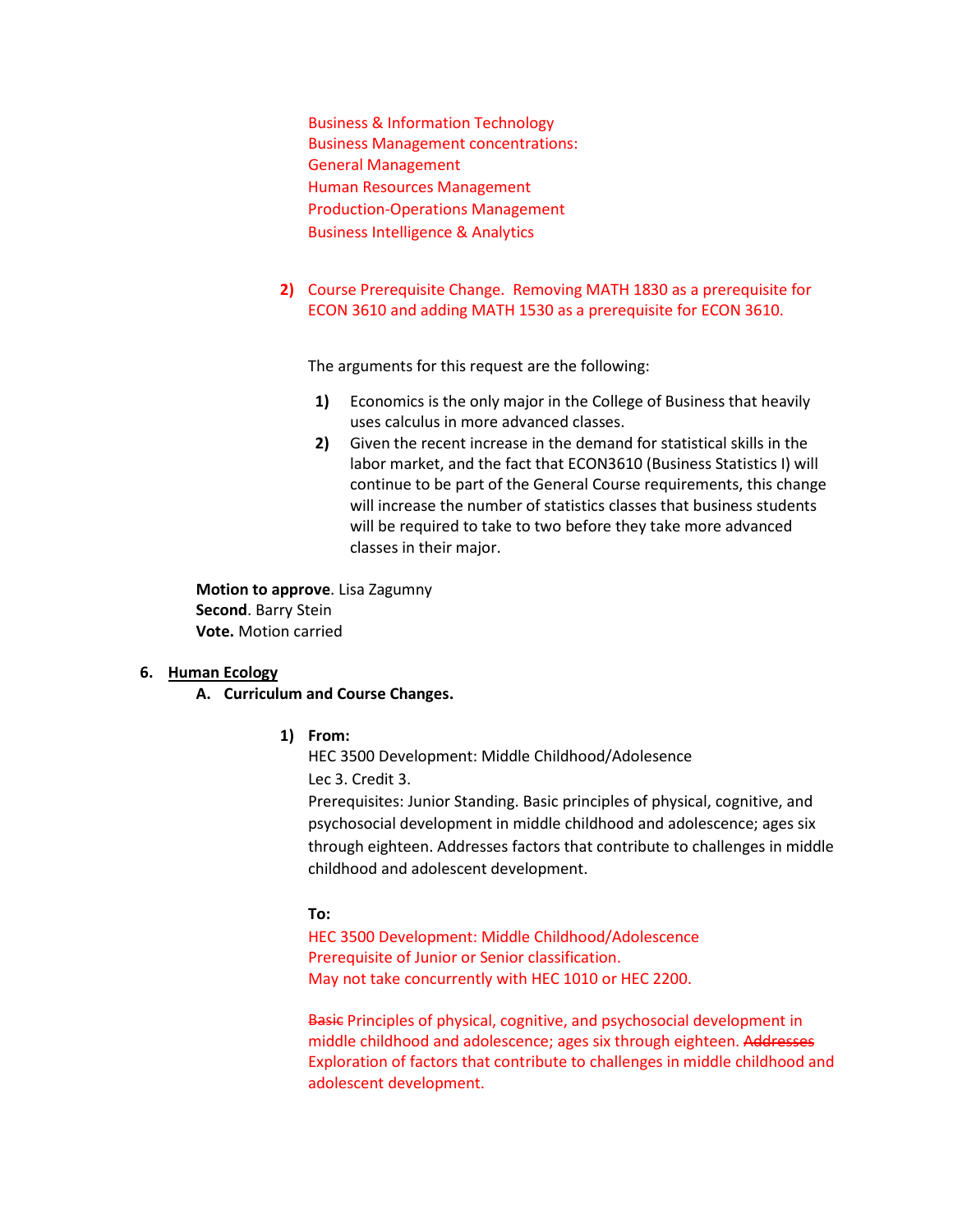Business & Information Technology
Business Management concentrations:
General Management
Human Resources Management
Production-Operations Management
Business Intelligence & Analytics

**2)** Course Prerequisite Change. Removing MATH 1830 as a prerequisite for ECON 3610 and adding MATH 1530 as a prerequisite for ECON 3610.

The arguments for this request are the following:

1) Economics is the only major in the College of Business that heavily uses calculus in more advanced classes.
2) Given the recent increase in the demand for statistical skills in the labor market, and the fact that ECON3610 (Business Statistics I) will continue to be part of the General Course requirements, this change will increase the number of statistics classes that business students will be required to take to two before they take more advanced classes in their major.

**Motion to approve**. Lisa Zagumny
**Second**. Barry Stein
**Vote.** Motion carried

**6. <u>Human Ecology</u>**

**A. Curriculum and Course Changes.**

**1) From:**
HEC 3500 Development: Middle Childhood/Adolescence
Lec 3. Credit 3.
Prerequisites: Junior Standing. Basic principles of physical, cognitive, and psychosocial development in middle childhood and adolescence; ages six through eighteen. Addresses factors that contribute to challenges in middle childhood and adolescent development.

**To:**
HEC 3500 Development: Middle Childhood/Adolescence
Prerequisite of Junior or Senior classification.
May not take concurrently with HEC 1010 or HEC 2200.

~~Basic~~ Principles of physical, cognitive, and psychosocial development in middle childhood and adolescence; ages six through eighteen. ~~Addresses~~ Exploration of factors that contribute to challenges in middle childhood and adolescent development.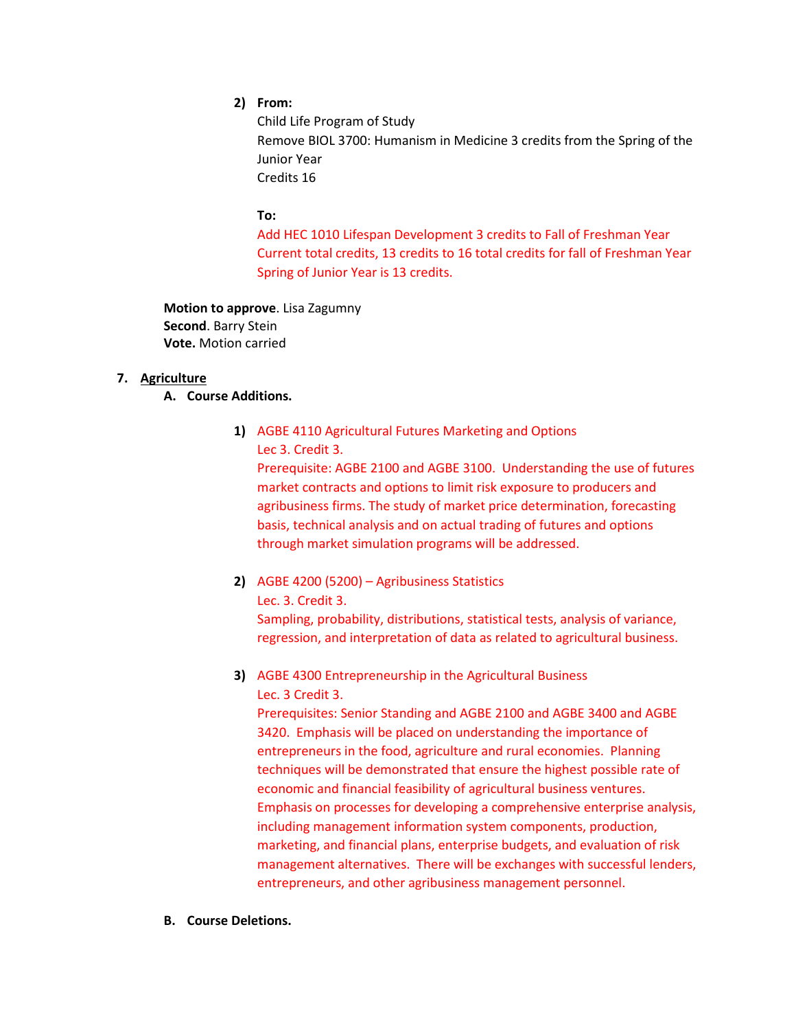2) **From:**

Child Life Program of Study
Remove BIOL 3700: Humanism in Medicine 3 credits from the Spring of the Junior Year
Credits 16

**To:**

Add HEC 1010 Lifespan Development 3 credits to Fall of Freshman Year
Current total credits, 13 credits to 16 total credits for fall of Freshman Year
Spring of Junior Year is 13 credits.

**Motion to approve**. Lisa Zagumny
**Second**. Barry Stein
**Vote.** Motion carried

7. **Agriculture**

   A. **Course Additions.**

1) AGBE 4110 Agricultural Futures Marketing and Options
Lec 3. Credit 3.
Prerequisite: AGBE 2100 and AGBE 3100. Understanding the use of futures market contracts and options to limit risk exposure to producers and agribusiness firms. The study of market price determination, forecasting basis, technical analysis and on actual trading of futures and options through market simulation programs will be addressed.

2) AGBE 4200 (5200) – Agribusiness Statistics
Lec. 3. Credit 3.
Sampling, probability, distributions, statistical tests, analysis of variance, regression, and interpretation of data as related to agricultural business.

3) AGBE 4300 Entrepreneurship in the Agricultural Business
Lec. 3 Credit 3.
Prerequisites: Senior Standing and AGBE 2100 and AGBE 3400 and AGBE 3420. Emphasis will be placed on understanding the importance of entrepreneurs in the food, agriculture and rural economies. Planning techniques will be demonstrated that ensure the highest possible rate of economic and financial feasibility of agricultural business ventures. Emphasis on processes for developing a comprehensive enterprise analysis, including management information system components, production, marketing, and financial plans, enterprise budgets, and evaluation of risk management alternatives. There will be exchanges with successful lenders, entrepreneurs, and other agribusiness management personnel.

   B. **Course Deletions.**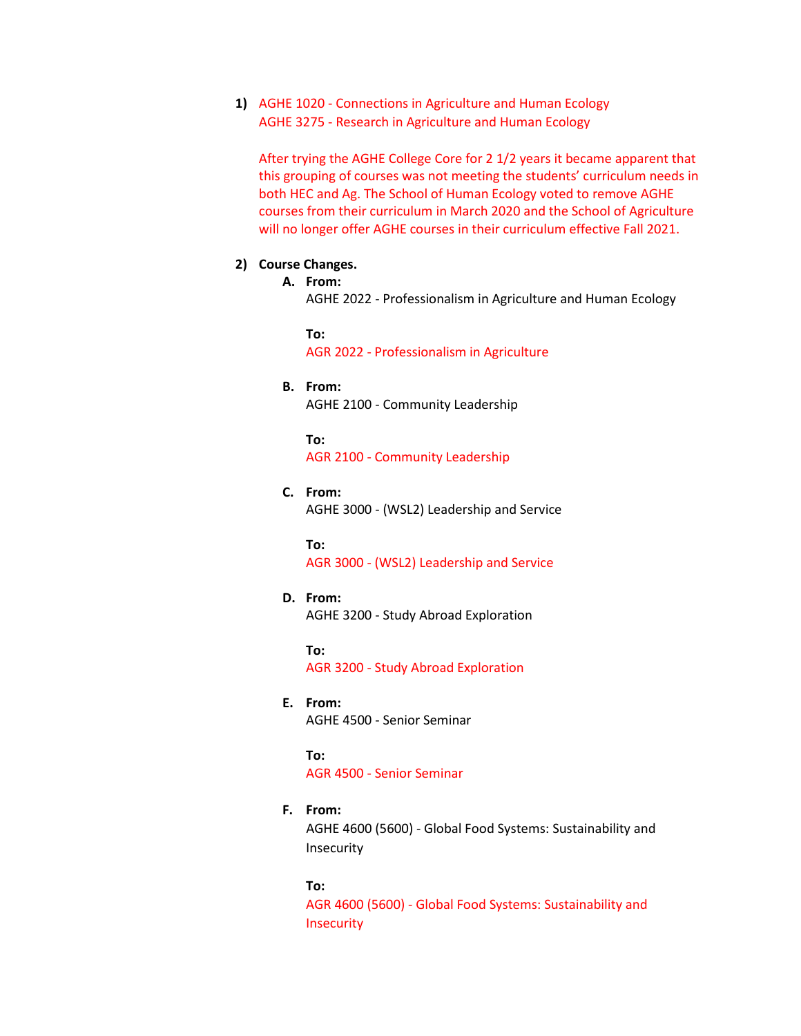1) AGHE 1020 - Connections in Agriculture and Human Ecology
   AGHE 3275 - Research in Agriculture and Human Ecology

   After trying the AGHE College Core for 2 1/2 years it became apparent that this grouping of courses was not meeting the students' curriculum needs in both HEC and Ag. The School of Human Ecology voted to remove AGHE courses from their curriculum in March 2020 and the School of Agriculture will no longer offer AGHE courses in their curriculum effective Fall 2021.

2) **Course Changes.**

   A. **From:**
   AGHE 2022 - Professionalism in Agriculture and Human Ecology

   **To:**
   AGR 2022 - Professionalism in Agriculture

   B. **From:**
   AGHE 2100 - Community Leadership

   **To:**
   AGR 2100 - Community Leadership

   C. **From:**
   AGHE 3000 - (WSL2) Leadership and Service

   **To:**
   AGR 3000 - (WSL2) Leadership and Service

   D. **From:**
   AGHE 3200 - Study Abroad Exploration

   **To:**
   AGR 3200 - Study Abroad Exploration

   E. **From:**
   AGHE 4500 - Senior Seminar

   **To:**
   AGR 4500 - Senior Seminar

   F. **From:**
   AGHE 4600 (5600) - Global Food Systems: Sustainability and Insecurity

   **To:**
   AGR 4600 (5600) - Global Food Systems: Sustainability and Insecurity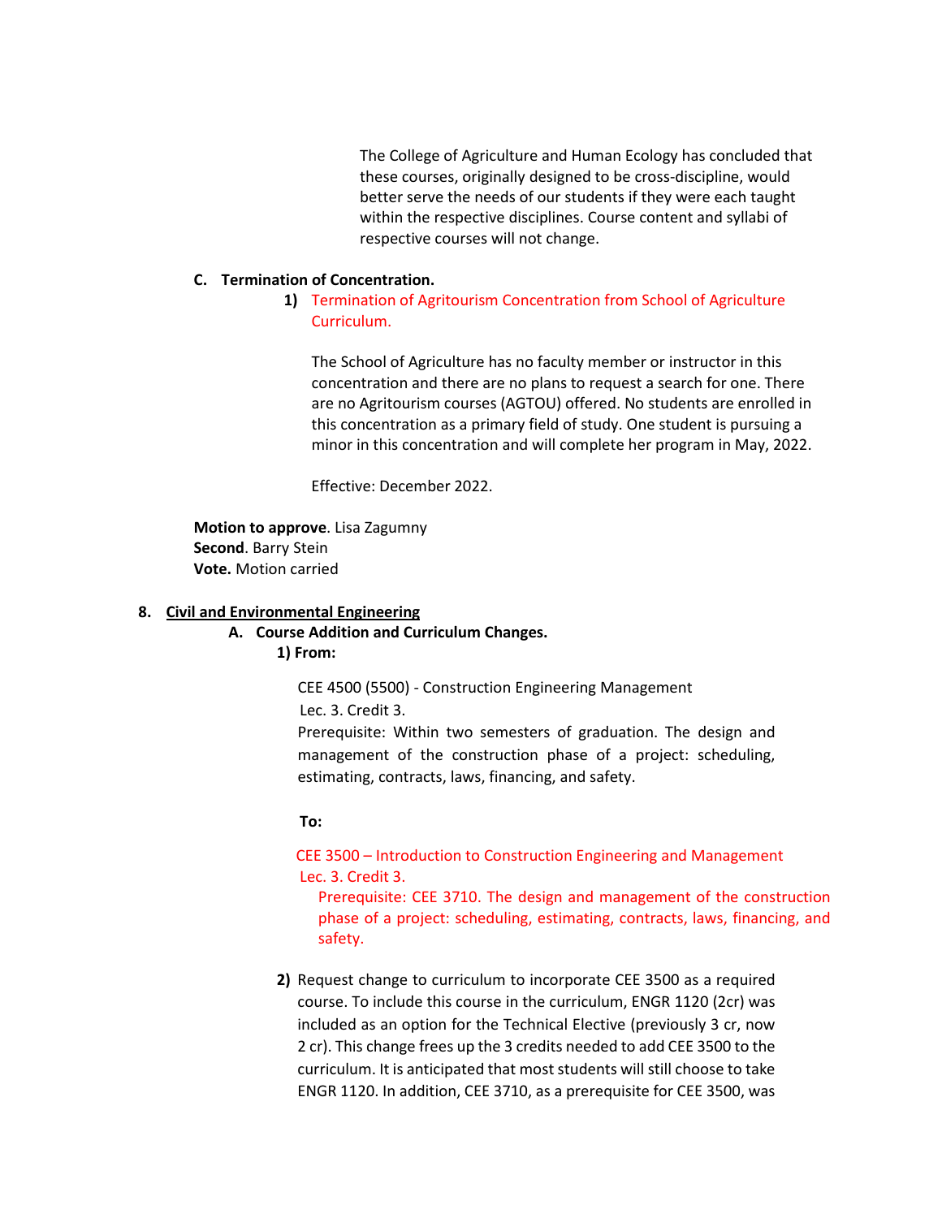The College of Agriculture and Human Ecology has concluded that these courses, originally designed to be cross-discipline, would better serve the needs of our students if they were each taught within the respective disciplines. Course content and syllabi of respective courses will not change.

**C. Termination of Concentration.**

1) Termination of Agritourism Concentration from School of Agriculture Curriculum.

The School of Agriculture has no faculty member or instructor in this concentration and there are no plans to request a search for one. There are no Agritourism courses (AGTOU) offered. No students are enrolled in this concentration as a primary field of study. One student is pursuing a minor in this concentration and will complete her program in May, 2022.

Effective: December 2022.

**Motion to approve**. Lisa Zagumny
**Second**. Barry Stein
**Vote.** Motion carried

**8. Civil and Environmental Engineering**

**A. Course Addition and Curriculum Changes.**

**1) From:**

CEE 4500 (5500) - Construction Engineering Management
Lec. 3. Credit 3.
Prerequisite: Within two semesters of graduation. The design and management of the construction phase of a project: scheduling, estimating, contracts, laws, financing, and safety.

**To:**

CEE 3500 – Introduction to Construction Engineering and Management
Lec. 3. Credit 3.
Prerequisite: CEE 3710. The design and management of the construction phase of a project: scheduling, estimating, contracts, laws, financing, and safety.

**2)** Request change to curriculum to incorporate CEE 3500 as a required course. To include this course in the curriculum, ENGR 1120 (2cr) was included as an option for the Technical Elective (previously 3 cr, now 2 cr). This change frees up the 3 credits needed to add CEE 3500 to the curriculum. It is anticipated that most students will still choose to take ENGR 1120. In addition, CEE 3710, as a prerequisite for CEE 3500, was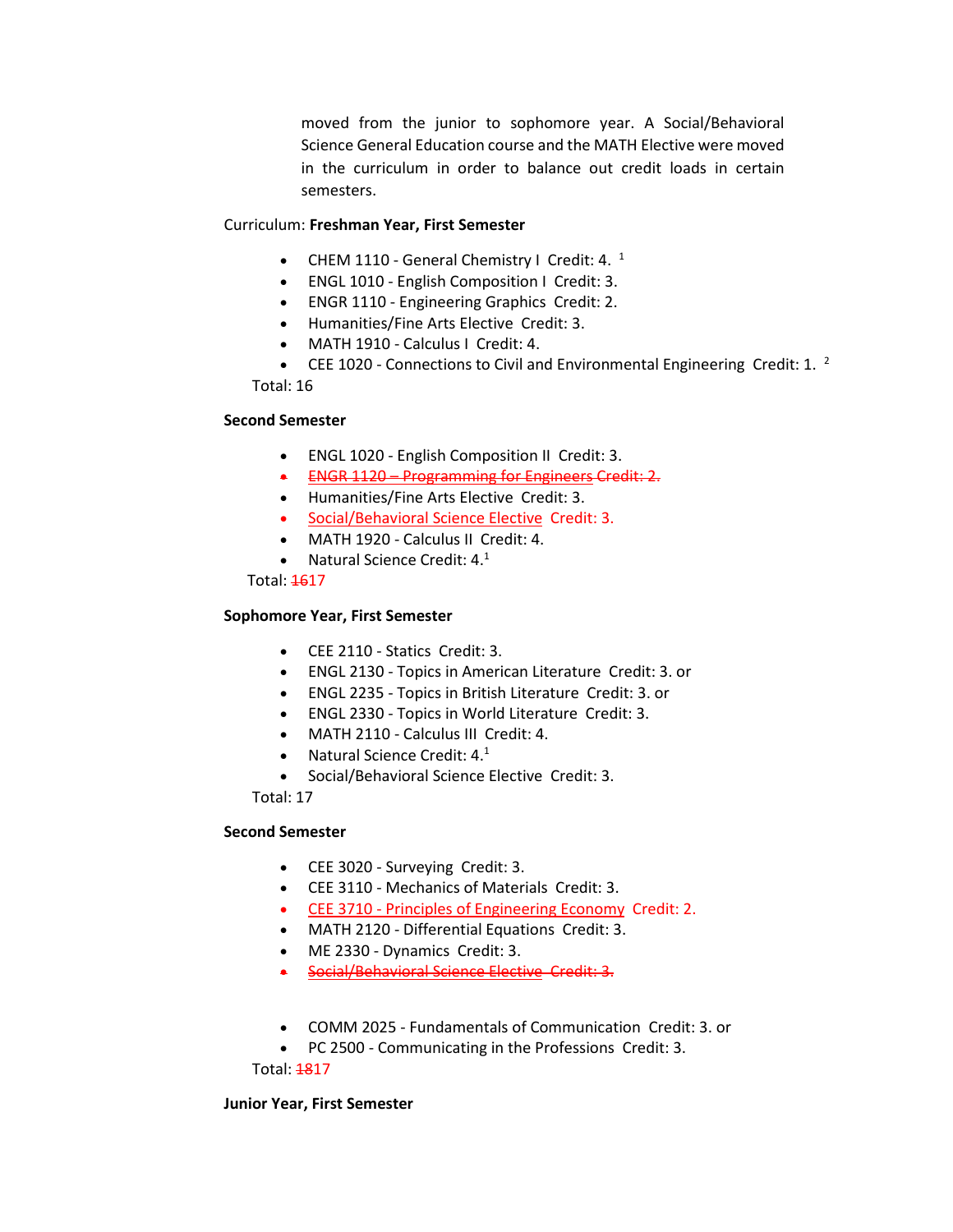moved from the junior to sophomore year. A Social/Behavioral Science General Education course and the MATH Elective were moved in the curriculum in order to balance out credit loads in certain semesters.

Curriculum: **Freshman Year, First Semester**

- CHEM 1110 - General Chemistry I Credit: 4. [1]
- ENGL 1010 - English Composition I Credit: 3.
- ENGR 1110 - Engineering Graphics Credit: 2.
- Humanities/Fine Arts Elective Credit: 3.
- MATH 1910 - Calculus I Credit: 4.
- CEE 1020 - Connections to Civil and Environmental Engineering Credit: 1. [2]

Total: 16

**Second Semester**

- ENGL 1020 - English Composition II Credit: 3.
- ~~ENGR 1120 – Programming for Engineers Credit: 2.~~
- Humanities/Fine Arts Elective Credit: 3.
- Social/Behavioral Science Elective Credit: 3.
- MATH 1920 - Calculus II Credit: 4.
- Natural Science Credit: 4.[1]

Total: ~~16~~17

**Sophomore Year, First Semester**

- CEE 2110 - Statics Credit: 3.
- ENGL 2130 - Topics in American Literature Credit: 3. or
- ENGL 2235 - Topics in British Literature Credit: 3. or
- ENGL 2330 - Topics in World Literature Credit: 3.
- MATH 2110 - Calculus III Credit: 4.
- Natural Science Credit: 4.[1]
- Social/Behavioral Science Elective Credit: 3.

Total: 17

**Second Semester**

- CEE 3020 - Surveying Credit: 3.
- CEE 3110 - Mechanics of Materials Credit: 3.
- CEE 3710 - Principles of Engineering Economy Credit: 2.
- MATH 2120 - Differential Equations Credit: 3.
- ME 2330 - Dynamics Credit: 3.
- ~~Social/Behavioral Science Elective Credit: 3.~~

- COMM 2025 - Fundamentals of Communication Credit: 3. or
- PC 2500 - Communicating in the Professions Credit: 3.

Total: ~~18~~17

**Junior Year, First Semester**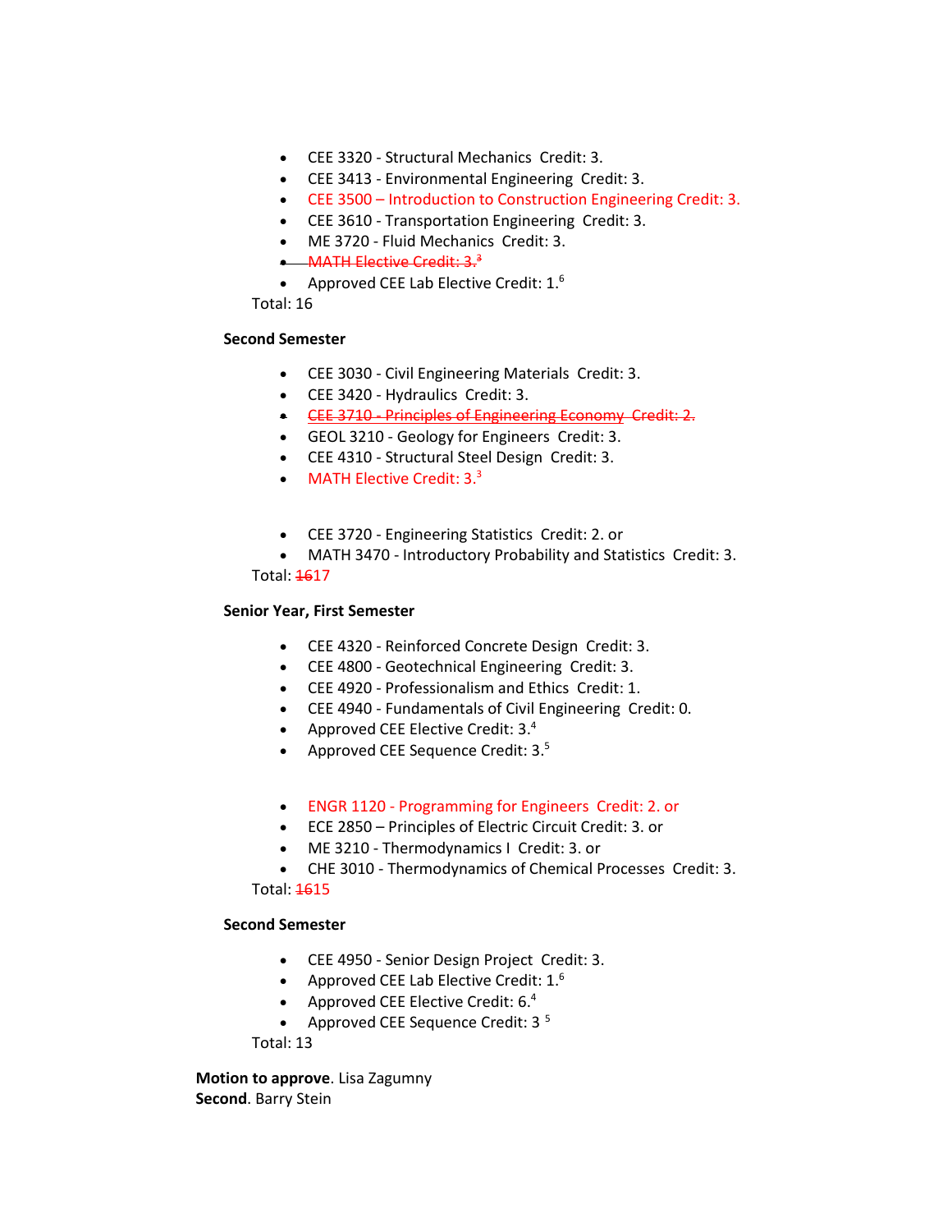- CEE 3320 - Structural Mechanics  Credit: 3.
- CEE 3413 - Environmental Engineering  Credit: 3.
- CEE 3500 – Introduction to Construction Engineering Credit: 3.
- CEE 3610 - Transportation Engineering  Credit: 3.
- ME 3720 - Fluid Mechanics  Credit: 3.
- ~~MATH Elective Credit: 3.[3]~~
- Approved CEE Lab Elective Credit: 1.[6]

Total: 16

**Second Semester**

- CEE 3030 - Civil Engineering Materials  Credit: 3.
- CEE 3420 - Hydraulics  Credit: 3.
- ~~CEE 3710 - Principles of Engineering Economy  Credit: 2.~~
- GEOL 3210 - Geology for Engineers  Credit: 3.
- CEE 4310 - Structural Steel Design  Credit: 3.
- MATH Elective Credit: 3.[3]

- CEE 3720 - Engineering Statistics  Credit: 2. or
- MATH 3470 - Introductory Probability and Statistics  Credit: 3.

Total: ~~16~~17

**Senior Year, First Semester**

- CEE 4320 - Reinforced Concrete Design  Credit: 3.
- CEE 4800 - Geotechnical Engineering  Credit: 3.
- CEE 4920 - Professionalism and Ethics  Credit: 1.
- CEE 4940 - Fundamentals of Civil Engineering  Credit: 0.
- Approved CEE Elective Credit: 3.[4]
- Approved CEE Sequence Credit: 3.[5]

- ENGR 1120 - Programming for Engineers  Credit: 2. or
- ECE 2850 – Principles of Electric Circuit Credit: 3. or
- ME 3210 - Thermodynamics I  Credit: 3. or
- CHE 3010 - Thermodynamics of Chemical Processes  Credit: 3.

Total: ~~16~~15

**Second Semester**

- CEE 4950 - Senior Design Project  Credit: 3.
- Approved CEE Lab Elective Credit: 1.[6]
- Approved CEE Elective Credit: 6.[4]
- Approved CEE Sequence Credit: 3 [5]

Total: 13

**Motion to approve**. Lisa Zagumny
**Second**. Barry Stein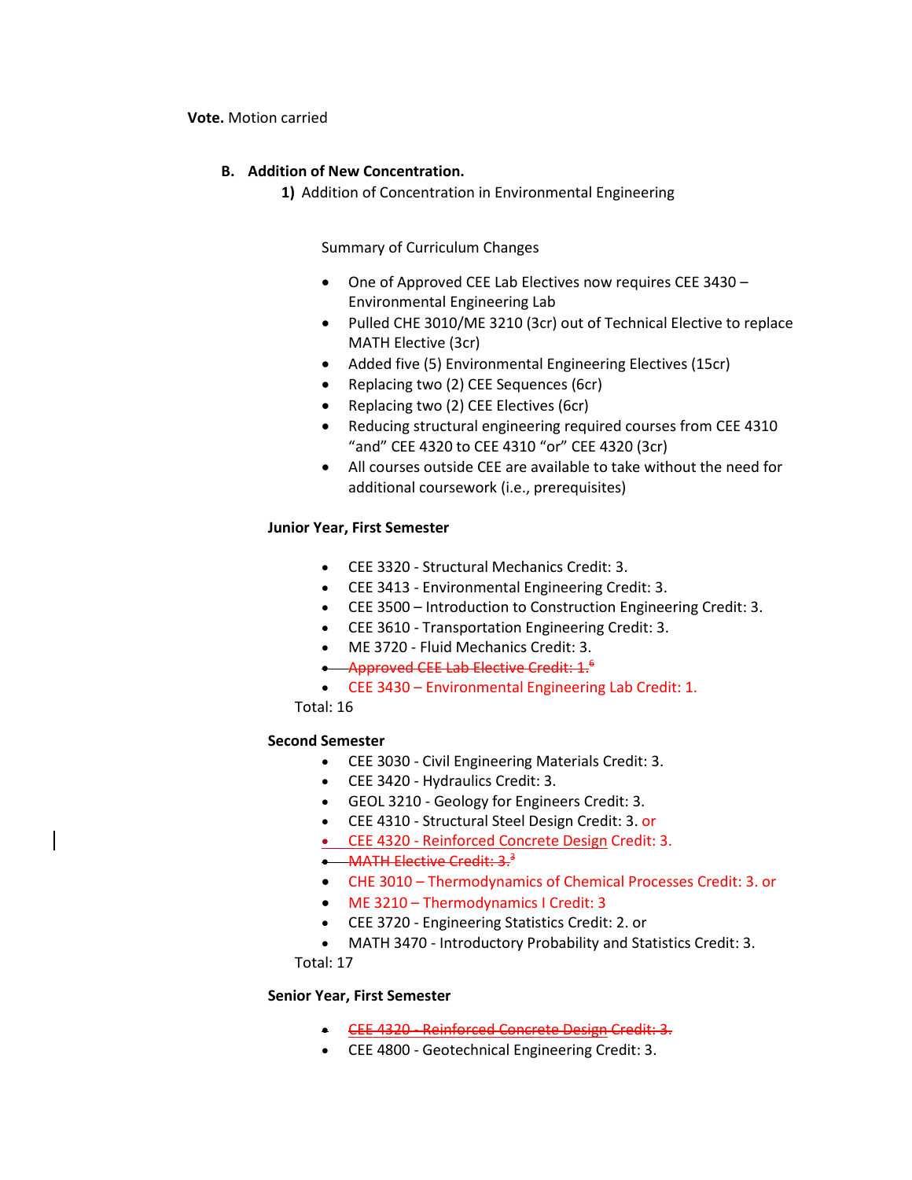**Vote.** Motion carried

**B. Addition of New Concentration.**

**1)** Addition of Concentration in Environmental Engineering

Summary of Curriculum Changes

- One of Approved CEE Lab Electives now requires CEE 3430 – Environmental Engineering Lab
- Pulled CHE 3010/ME 3210 (3cr) out of Technical Elective to replace MATH Elective (3cr)
- Added five (5) Environmental Engineering Electives (15cr)
- Replacing two (2) CEE Sequences (6cr)
- Replacing two (2) CEE Electives (6cr)
- Reducing structural engineering required courses from CEE 4310 "and" CEE 4320 to CEE 4310 "or" CEE 4320 (3cr)
- All courses outside CEE are available to take without the need for additional coursework (i.e., prerequisites)

**Junior Year, First Semester**

- CEE 3320 - Structural Mechanics Credit: 3.
- CEE 3413 - Environmental Engineering Credit: 3.
- CEE 3500 – Introduction to Construction Engineering Credit: 3.
- CEE 3610 - Transportation Engineering Credit: 3.
- ME 3720 - Fluid Mechanics Credit: 3.
- ~~Approved CEE Lab Elective Credit: 1.[6]~~
- CEE 3430 – Environmental Engineering Lab Credit: 1.

Total: 16

**Second Semester**

- CEE 3030 - Civil Engineering Materials Credit: 3.
- CEE 3420 - Hydraulics Credit: 3.
- GEOL 3210 - Geology for Engineers Credit: 3.
- CEE 4310 - Structural Steel Design Credit: 3. or
- CEE 4320 - Reinforced Concrete Design Credit: 3.
- ~~MATH Elective Credit: 3.[3]~~
- CHE 3010 – Thermodynamics of Chemical Processes Credit: 3. or
- ME 3210 – Thermodynamics I Credit: 3
- CEE 3720 - Engineering Statistics Credit: 2. or
- MATH 3470 - Introductory Probability and Statistics Credit: 3.

Total: 17

**Senior Year, First Semester**

- ~~CEE 4320 - Reinforced Concrete Design Credit: 3.~~
- CEE 4800 - Geotechnical Engineering Credit: 3.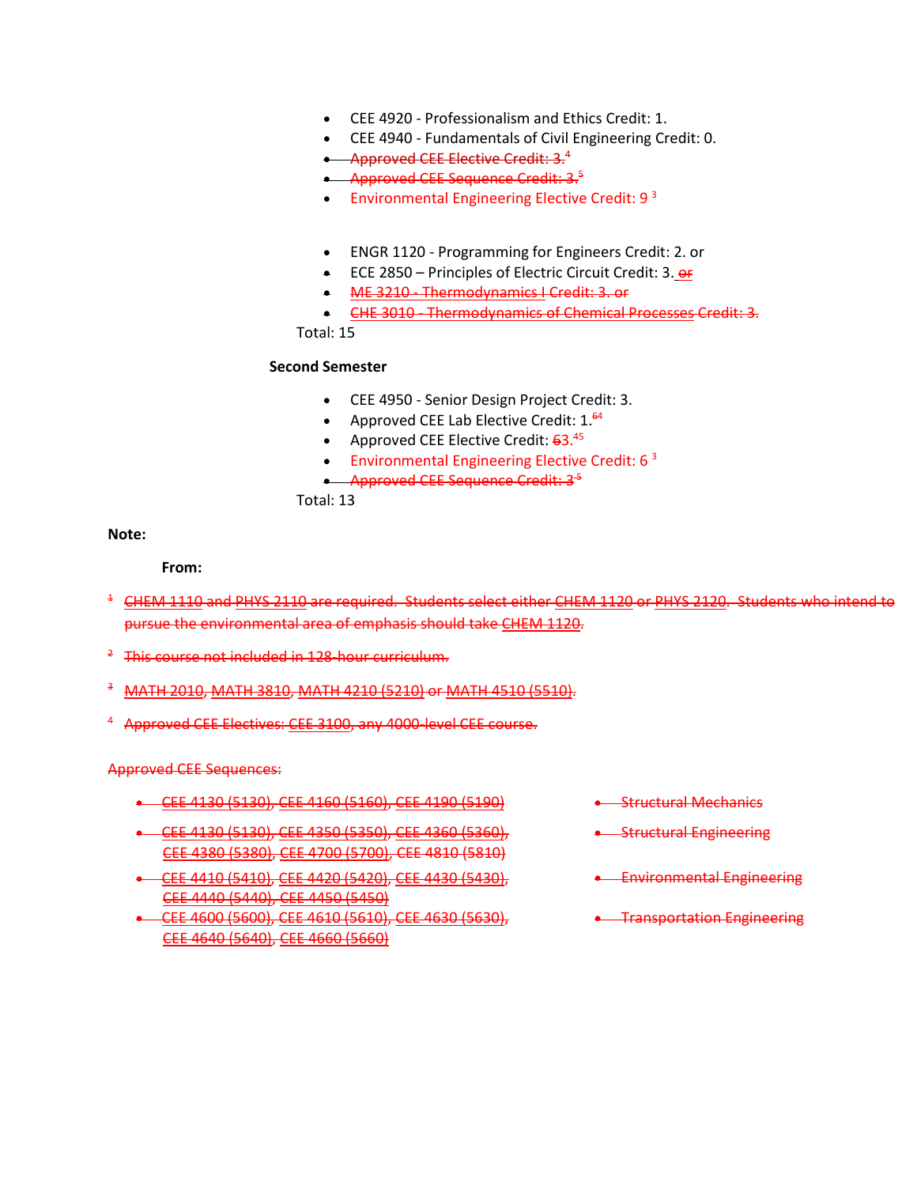- CEE 4920 - Professionalism and Ethics Credit: 1.
- CEE 4940 - Fundamentals of Civil Engineering Credit: 0.
- ~~Approved CEE Elective Credit: 3.~~[4]
- ~~Approved CEE Sequence Credit: 3.~~[5]
- Environmental Engineering Elective Credit: 9 [3]

- ENGR 1120 - Programming for Engineers Credit: 2. or
- ECE 2850 – Principles of Electric Circuit Credit: 3. ~~or~~
- ~~ME 3210 - Thermodynamics I Credit: 3. or~~
- ~~CHE 3010 - Thermodynamics of Chemical Processes Credit: 3.~~

Total: 15

**Second Semester**

- CEE 4950 - Senior Design Project Credit: 3.
- Approved CEE Lab Elective Credit: 1.[64]
- Approved CEE Elective Credit: ~~6~~3.[45]
- Environmental Engineering Elective Credit: 6 [3]
- ~~Approved CEE Sequence Credit: 3~~[5]

Total: 13

**Note:**

**From:**

~~1 CHEM 1110 and PHYS 2110 are required. Students select either CHEM 1120 or PHYS 2120. Students who intend to pursue the environmental area of emphasis should take CHEM 1120.~~

~~2 This course not included in 128-hour curriculum.~~

~~3 MATH 2010, MATH 3810, MATH 4210 (5210) or MATH 4510 (5510).~~

~~4 Approved CEE Electives: CEE 3100, any 4000-level CEE course.~~

~~Approved CEE Sequences:~~

| | |
|---|---|
| ~~CEE 4130 (5130), CEE 4160 (5160), CEE 4190 (5190)~~ | ~~Structural Mechanics~~ |
| ~~CEE 4130 (5130), CEE 4350 (5350), CEE 4360 (5360), CEE 4380 (5380), CEE 4700 (5700), CEE 4810 (5810)~~ | ~~Structural Engineering~~ |
| ~~CEE 4410 (5410), CEE 4420 (5420), CEE 4430 (5430), CEE 4440 (5440), CEE 4450 (5450)~~ | ~~Environmental Engineering~~ |
| ~~CEE 4600 (5600), CEE 4610 (5610), CEE 4630 (5630), CEE 4640 (5640), CEE 4660 (5660)~~ | ~~Transportation Engineering~~ |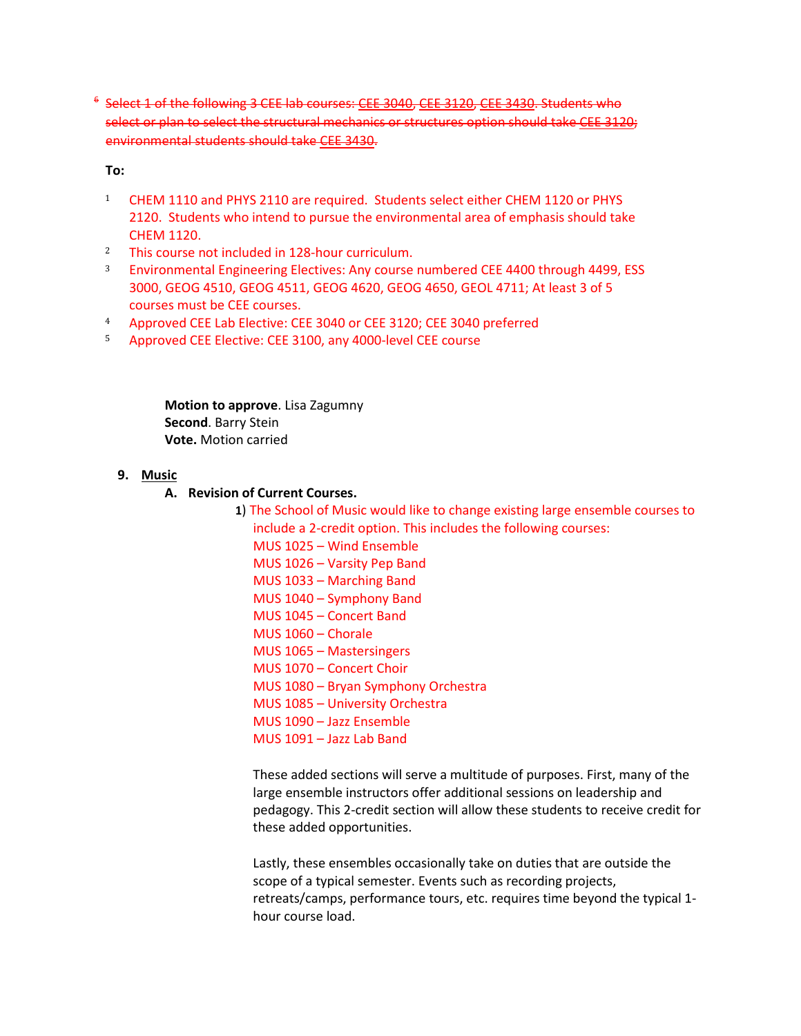~~[6] Select 1 of the following 3 CEE lab courses: CEE 3040, CEE 3120, CEE 3430. Students who select or plan to select the structural mechanics or structures option should take CEE 3120; environmental students should take CEE 3430.~~

**To:**

[1] CHEM 1110 and PHYS 2110 are required. Students select either CHEM 1120 or PHYS 2120. Students who intend to pursue the environmental area of emphasis should take CHEM 1120.

[2] This course not included in 128-hour curriculum.

[3] Environmental Engineering Electives: Any course numbered CEE 4400 through 4499, ESS 3000, GEOG 4510, GEOG 4511, GEOG 4620, GEOG 4650, GEOL 4711; At least 3 of 5 courses must be CEE courses.

[4] Approved CEE Lab Elective: CEE 3040 or CEE 3120; CEE 3040 preferred

[5] Approved CEE Elective: CEE 3100, any 4000-level CEE course

**Motion to approve**. Lisa Zagumny
**Second**. Barry Stein
**Vote.** Motion carried

9. <u>Music</u>

   A. **Revision of Current Courses.**

      **1**) The School of Music would like to change existing large ensemble courses to include a 2-credit option. This includes the following courses:
      MUS 1025 – Wind Ensemble
      MUS 1026 – Varsity Pep Band
      MUS 1033 – Marching Band
      MUS 1040 – Symphony Band
      MUS 1045 – Concert Band
      MUS 1060 – Chorale
      MUS 1065 – Mastersingers
      MUS 1070 – Concert Choir
      MUS 1080 – Bryan Symphony Orchestra
      MUS 1085 – University Orchestra
      MUS 1090 – Jazz Ensemble
      MUS 1091 – Jazz Lab Band

      These added sections will serve a multitude of purposes. First, many of the large ensemble instructors offer additional sessions on leadership and pedagogy. This 2-credit section will allow these students to receive credit for these added opportunities.

      Lastly, these ensembles occasionally take on duties that are outside the scope of a typical semester. Events such as recording projects, retreats/camps, performance tours, etc. requires time beyond the typical 1-hour course load.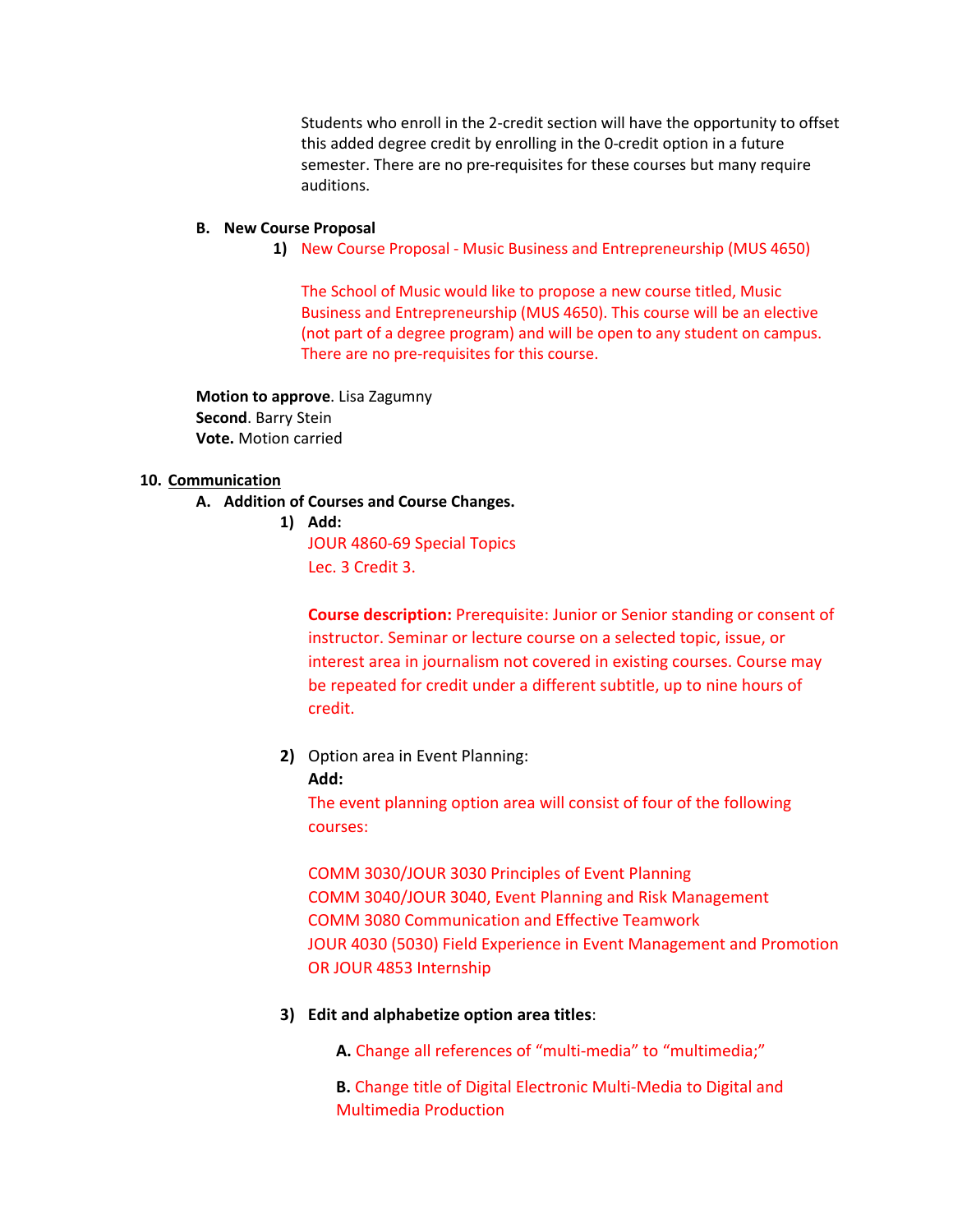Students who enroll in the 2-credit section will have the opportunity to offset this added degree credit by enrolling in the 0-credit option in a future semester. There are no pre-requisites for these courses but many require auditions.

**B. New Course Proposal**

1) New Course Proposal - Music Business and Entrepreneurship (MUS 4650)

The School of Music would like to propose a new course titled, Music Business and Entrepreneurship (MUS 4650). This course will be an elective (not part of a degree program) and will be open to any student on campus. There are no pre-requisites for this course.

**Motion to approve**. Lisa Zagumny
**Second**. Barry Stein
**Vote.** Motion carried

**10. Communication**

**A. Addition of Courses and Course Changes.**

**1) Add:**

JOUR 4860-69 Special Topics
Lec. 3 Credit 3.

**Course description:** Prerequisite: Junior or Senior standing or consent of instructor. Seminar or lecture course on a selected topic, issue, or interest area in journalism not covered in existing courses. Course may be repeated for credit under a different subtitle, up to nine hours of credit.

**2)** Option area in Event Planning:
**Add:**
The event planning option area will consist of four of the following courses:

COMM 3030/JOUR 3030 Principles of Event Planning
COMM 3040/JOUR 3040, Event Planning and Risk Management
COMM 3080 Communication and Effective Teamwork
JOUR 4030 (5030) Field Experience in Event Management and Promotion OR JOUR 4853 Internship

**3) Edit and alphabetize option area titles**:

**A.** Change all references of "multi-media" to "multimedia;"

**B.** Change title of Digital Electronic Multi-Media to Digital and Multimedia Production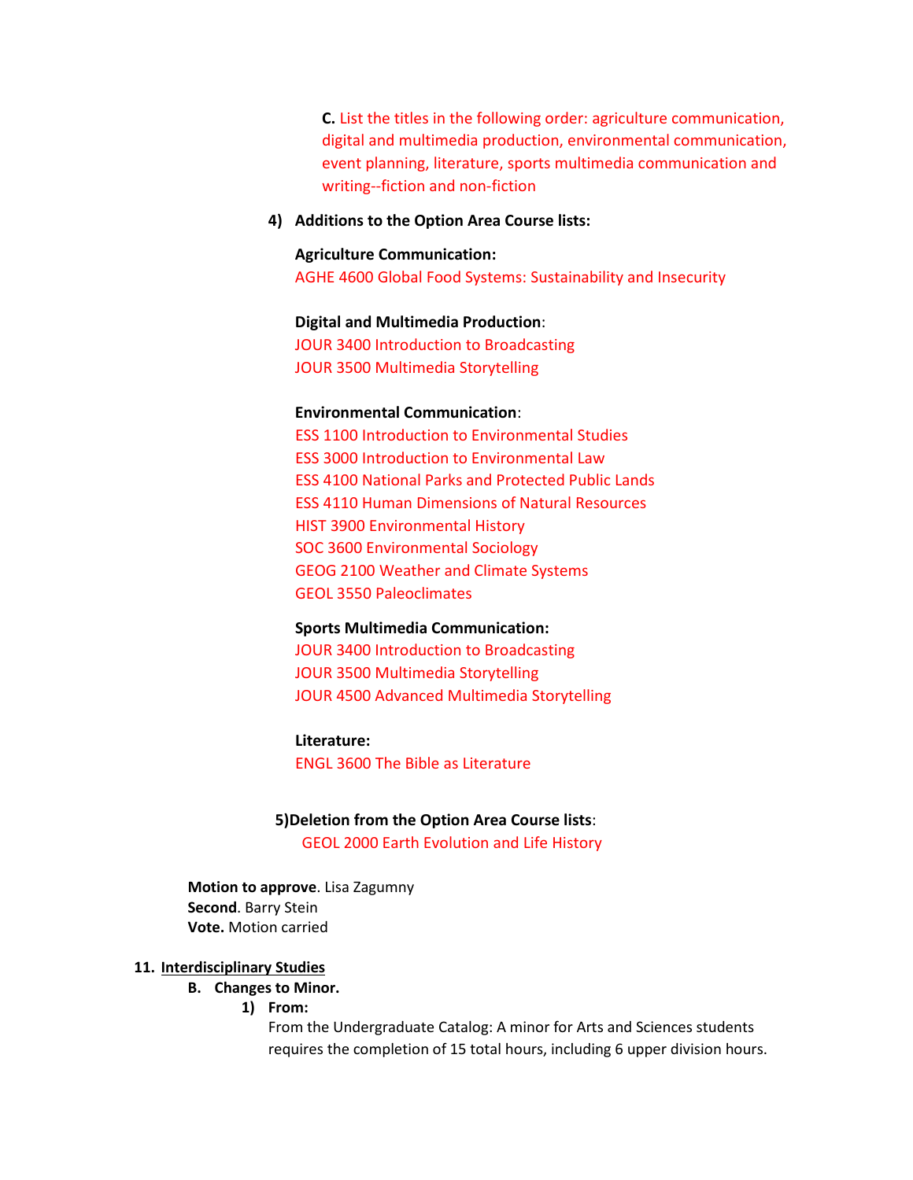**C.** List the titles in the following order: agriculture communication, digital and multimedia production, environmental communication, event planning, literature, sports multimedia communication and writing--fiction and non-fiction

**4) Additions to the Option Area Course lists:**

**Agriculture Communication:**
AGHE 4600 Global Food Systems: Sustainability and Insecurity

**Digital and Multimedia Production**:
JOUR 3400 Introduction to Broadcasting
JOUR 3500 Multimedia Storytelling

**Environmental Communication**:
ESS 1100 Introduction to Environmental Studies
ESS 3000 Introduction to Environmental Law
ESS 4100 National Parks and Protected Public Lands
ESS 4110 Human Dimensions of Natural Resources
HIST 3900 Environmental History
SOC 3600 Environmental Sociology
GEOG 2100 Weather and Climate Systems
GEOL 3550 Paleoclimates

**Sports Multimedia Communication:**
JOUR 3400 Introduction to Broadcasting
JOUR 3500 Multimedia Storytelling
JOUR 4500 Advanced Multimedia Storytelling

**Literature:**
ENGL 3600 The Bible as Literature

**5) Deletion from the Option Area Course lists**:
GEOL 2000 Earth Evolution and Life History

**Motion to approve**. Lisa Zagumny
**Second**. Barry Stein
**Vote.** Motion carried

**11. <u>Interdisciplinary Studies</u>**

**B. Changes to Minor.**

**1) From:**
From the Undergraduate Catalog: A minor for Arts and Sciences students requires the completion of 15 total hours, including 6 upper division hours.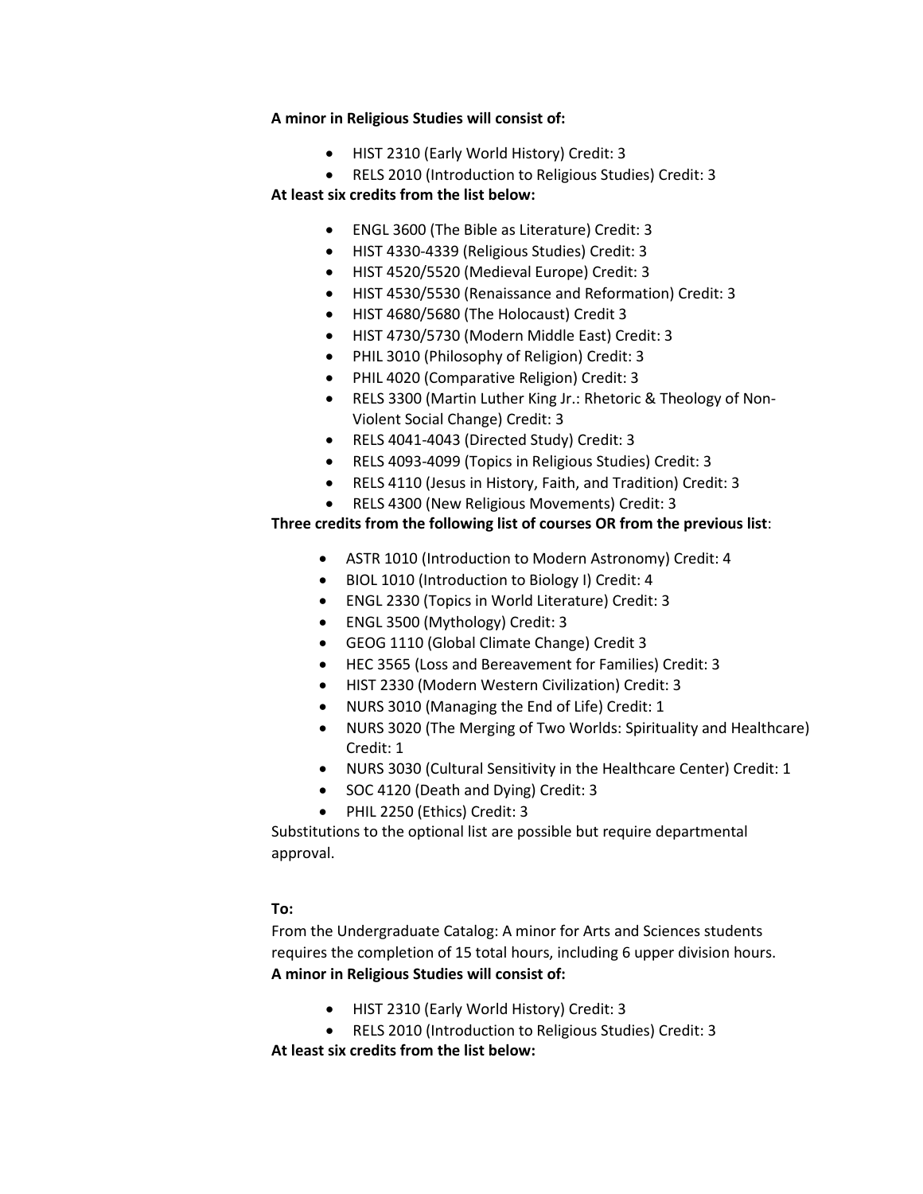**A minor in Religious Studies will consist of:**

- HIST 2310 (Early World History) Credit: 3
- RELS 2010 (Introduction to Religious Studies) Credit: 3

**At least six credits from the list below:**

- ENGL 3600 (The Bible as Literature) Credit: 3
- HIST 4330-4339 (Religious Studies) Credit: 3
- HIST 4520/5520 (Medieval Europe) Credit: 3
- HIST 4530/5530 (Renaissance and Reformation) Credit: 3
- HIST 4680/5680 (The Holocaust) Credit 3
- HIST 4730/5730 (Modern Middle East) Credit: 3
- PHIL 3010 (Philosophy of Religion) Credit: 3
- PHIL 4020 (Comparative Religion) Credit: 3
- RELS 3300 (Martin Luther King Jr.: Rhetoric & Theology of Non-Violent Social Change) Credit: 3
- RELS 4041-4043 (Directed Study) Credit: 3
- RELS 4093-4099 (Topics in Religious Studies) Credit: 3
- RELS 4110 (Jesus in History, Faith, and Tradition) Credit: 3
- RELS 4300 (New Religious Movements) Credit: 3

**Three credits from the following list of courses OR from the previous list**:

- ASTR 1010 (Introduction to Modern Astronomy) Credit: 4
- BIOL 1010 (Introduction to Biology I) Credit: 4
- ENGL 2330 (Topics in World Literature) Credit: 3
- ENGL 3500 (Mythology) Credit: 3
- GEOG 1110 (Global Climate Change) Credit 3
- HEC 3565 (Loss and Bereavement for Families) Credit: 3
- HIST 2330 (Modern Western Civilization) Credit: 3
- NURS 3010 (Managing the End of Life) Credit: 1
- NURS 3020 (The Merging of Two Worlds: Spirituality and Healthcare) Credit: 1
- NURS 3030 (Cultural Sensitivity in the Healthcare Center) Credit: 1
- SOC 4120 (Death and Dying) Credit: 3
- PHIL 2250 (Ethics) Credit: 3

Substitutions to the optional list are possible but require departmental approval.

**To:**

From the Undergraduate Catalog: A minor for Arts and Sciences students requires the completion of 15 total hours, including 6 upper division hours.

**A minor in Religious Studies will consist of:**

- HIST 2310 (Early World History) Credit: 3
- RELS 2010 (Introduction to Religious Studies) Credit: 3

**At least six credits from the list below:**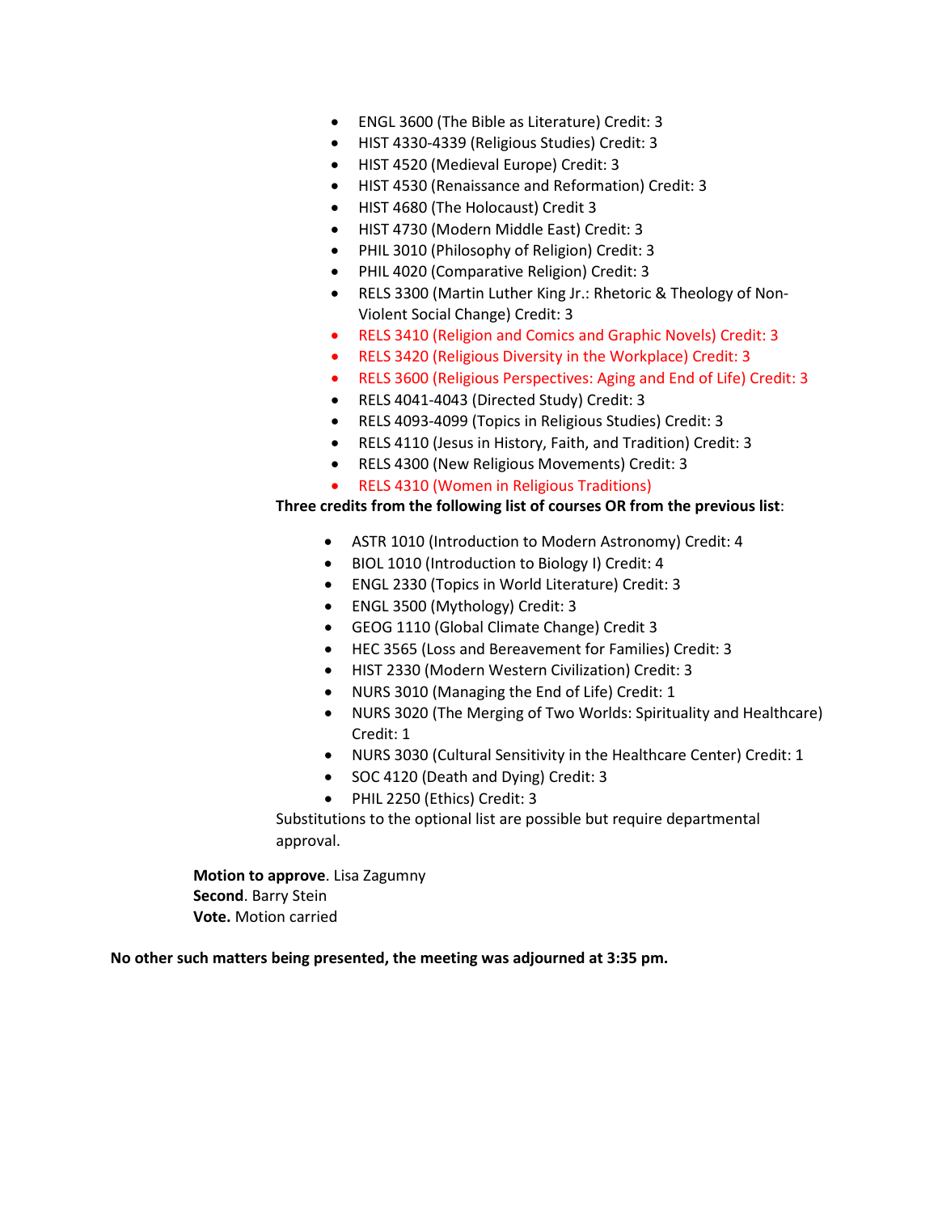- ENGL 3600 (The Bible as Literature) Credit: 3
- HIST 4330-4339 (Religious Studies) Credit: 3
- HIST 4520 (Medieval Europe) Credit: 3
- HIST 4530 (Renaissance and Reformation) Credit: 3
- HIST 4680 (The Holocaust) Credit 3
- HIST 4730 (Modern Middle East) Credit: 3
- PHIL 3010 (Philosophy of Religion) Credit: 3
- PHIL 4020 (Comparative Religion) Credit: 3
- RELS 3300 (Martin Luther King Jr.: Rhetoric & Theology of Non-Violent Social Change) Credit: 3
- RELS 3410 (Religion and Comics and Graphic Novels) Credit: 3
- RELS 3420 (Religious Diversity in the Workplace) Credit: 3
- RELS 3600 (Religious Perspectives: Aging and End of Life) Credit: 3
- RELS 4041-4043 (Directed Study) Credit: 3
- RELS 4093-4099 (Topics in Religious Studies) Credit: 3
- RELS 4110 (Jesus in History, Faith, and Tradition) Credit: 3
- RELS 4300 (New Religious Movements) Credit: 3
- RELS 4310 (Women in Religious Traditions)

**Three credits from the following list of courses OR from the previous list**:

- ASTR 1010 (Introduction to Modern Astronomy) Credit: 4
- BIOL 1010 (Introduction to Biology I) Credit: 4
- ENGL 2330 (Topics in World Literature) Credit: 3
- ENGL 3500 (Mythology) Credit: 3
- GEOG 1110 (Global Climate Change) Credit 3
- HEC 3565 (Loss and Bereavement for Families) Credit: 3
- HIST 2330 (Modern Western Civilization) Credit: 3
- NURS 3010 (Managing the End of Life) Credit: 1
- NURS 3020 (The Merging of Two Worlds: Spirituality and Healthcare) Credit: 1
- NURS 3030 (Cultural Sensitivity in the Healthcare Center) Credit: 1
- SOC 4120 (Death and Dying) Credit: 3
- PHIL 2250 (Ethics) Credit: 3

Substitutions to the optional list are possible but require departmental approval.

**Motion to approve**. Lisa Zagumny
**Second**. Barry Stein
**Vote.** Motion carried

**No other such matters being presented, the meeting was adjourned at 3:35 pm.**